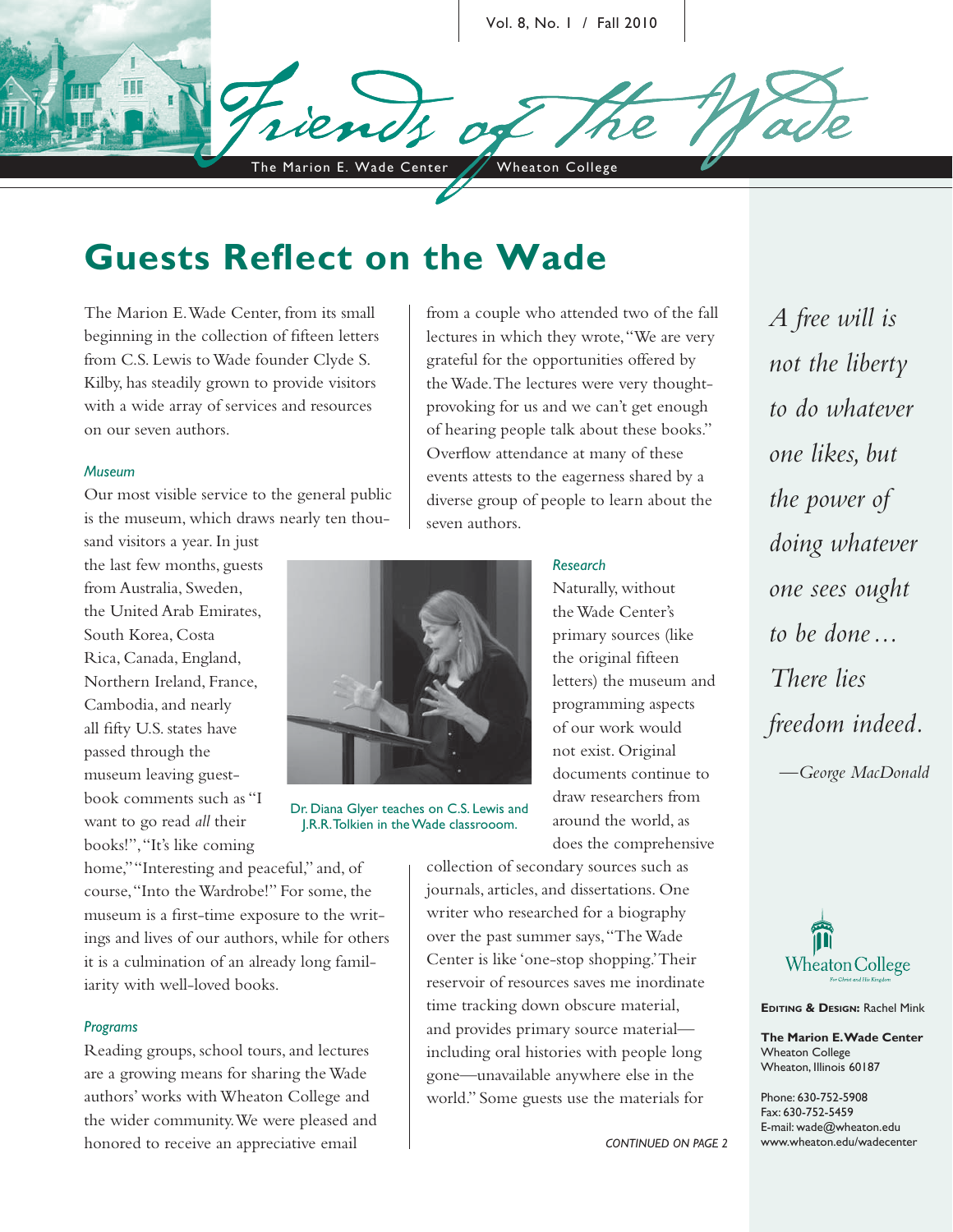# Friends of the Wade

The Marion E. Wade Center | Wheaton College

Vol. 8, No. 1 / Fall 2010

## Guests Reflect on the Wade

The Marion E. Wade Center, from its small beginning in the collection of fifteen letters from C.S. Lewis to Wade founder Clyde S. Kilby, has steadily grown to provide visitors with a wide array of services and resources on our seven authors.

### *Museum*

Our most visible service to the general public is the museum, which draws nearly ten thousand visitors a year. In just the last few months, guests from Australia, Sweden, the United Arab Emirates, South Korea, Costa Rica, Canada, England, Northern Ireland, France, Cambodia, and nearly all fifty U.S. states have passed through the museum leaving guestbook comments such as "I want to go read *all* their books!", "It's like coming home," "Interesting and peaceful," and, of course, "Into the Wardrobe!" For some, the museum is a first-time exposure to the writings and lives of our authors, while for others it is a culmination of an already long familiarity with well-loved books.

### *Programs*

Reading groups, school tours, and lectures are a growing means for sharing the Wade authors' works with Wheaton College and the wider community. We were pleased and honored to receive an appreciative email from a couple who attended two of the fall lectures in which they wrote, "We are very grateful for the opportunities offered by the Wade. The lectures were very thought-provoking for us and we can't get enough of hearing people talk about these books." Overflow attendance at many of these events attests to the eagerness shared by a diverse group of people to learn about the seven authors.

Dr. Diana Glyer teaches on C.S. Lewis and J.R.R. Tolkien in the Wade classrooom.

### *Research*

Naturally, without the Wade Center's primary sources (like the original fifteen letters) the museum and programming aspects of our work would not exist. Original documents continue to draw researchers from around the world, as does the comprehensive collection of secondary sources such as journals, articles, and dissertations. One writer who researched for a biography over the past summer says, "The Wade Center is like 'one-stop shopping.' Their reservoir of resources saves me inordinate time tracking down obscure material, and provides primary source material—including oral histories with people long gone—unavailable anywhere else in the world." Some guests use the materials for

CONTINUED ON PAGE 2

*A free will is not the liberty to do whatever one likes, but the power of doing whatever one sees ought to be done… There lies freedom indeed.*

—*George MacDonald*

Wheaton College

**Editing & Design:** Rachel Mink

**The Marion E. Wade Center**
Wheaton College
Wheaton, Illinois 60187

Phone: 630-752-5908
Fax: 630-752-5459
E-mail: wade@wheaton.edu
www.wheaton.edu/wadecenter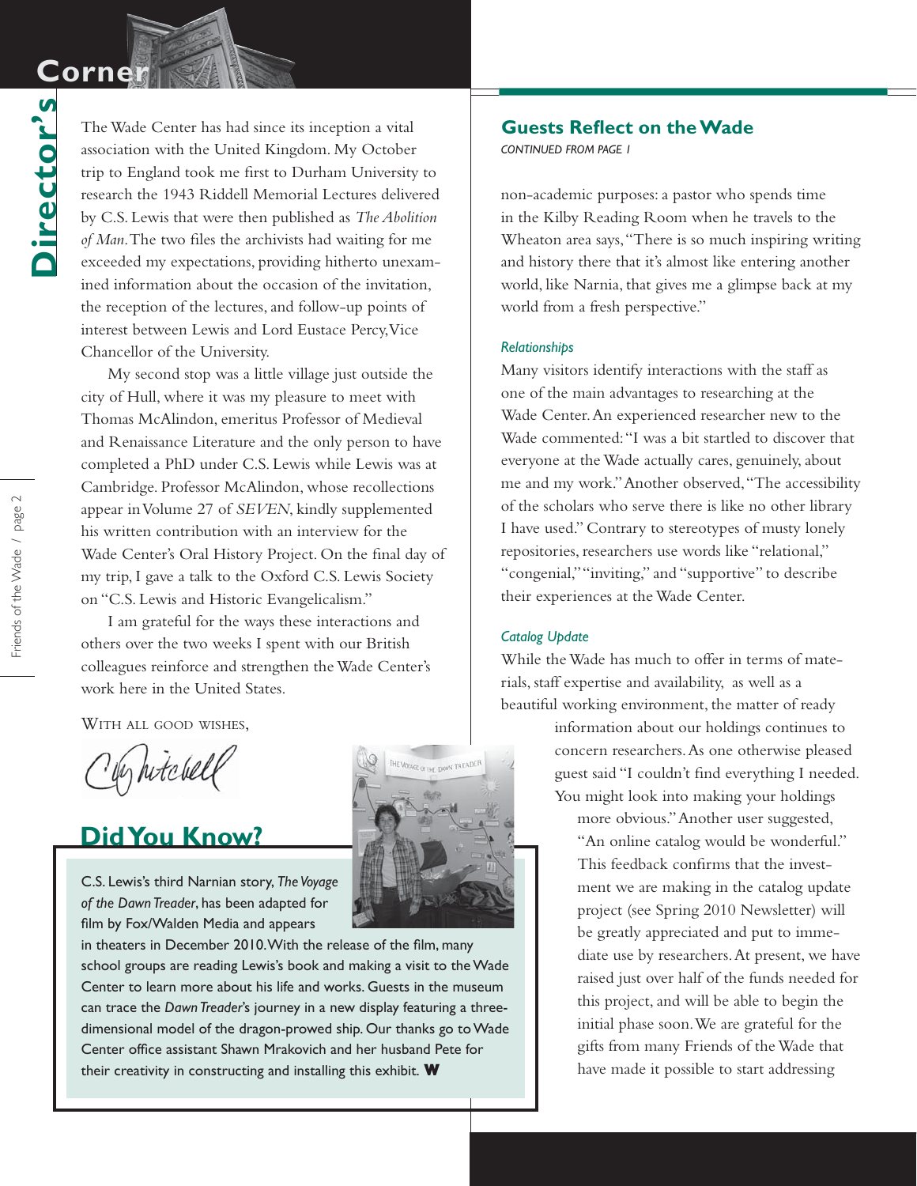## Director's Corner

The Wade Center has had since its inception a vital association with the United Kingdom. My October trip to England took me first to Durham University to research the 1943 Riddell Memorial Lectures delivered by C.S. Lewis that were then published as *The Abolition of Man*. The two files the archivists had waiting for me exceeded my expectations, providing hitherto unexamined information about the occasion of the invitation, the reception of the lectures, and follow-up points of interest between Lewis and Lord Eustace Percy, Vice Chancellor of the University.

My second stop was a little village just outside the city of Hull, where it was my pleasure to meet with Thomas McAlindon, emeritus Professor of Medieval and Renaissance Literature and the only person to have completed a PhD under C.S. Lewis while Lewis was at Cambridge. Professor McAlindon, whose recollections appear in Volume 27 of *SEVEN*, kindly supplemented his written contribution with an interview for the Wade Center's Oral History Project. On the final day of my trip, I gave a talk to the Oxford C.S. Lewis Society on "C.S. Lewis and Historic Evangelicalism."

I am grateful for the ways these interactions and others over the two weeks I spent with our British colleagues reinforce and strengthen the Wade Center's work here in the United States.

With all good wishes,

C. Mitchell

## Did You Know?

C.S. Lewis's third Narnian story, *The Voyage of the Dawn Treader*, has been adapted for film by Fox/Walden Media and appears in theaters in December 2010. With the release of the film, many school groups are reading Lewis's book and making a visit to the Wade Center to learn more about his life and works. Guests in the museum can trace the *Dawn Treader*'s journey in a new display featuring a three-dimensional model of the dragon-prowed ship. Our thanks go to Wade Center office assistant Shawn Mrakovich and her husband Pete for their creativity in constructing and installing this exhibit. **W**

## Guests Reflect on the Wade

*CONTINUED FROM PAGE 1*

non-academic purposes: a pastor who spends time in the Kilby Reading Room when he travels to the Wheaton area says, "There is so much inspiring writing and history there that it's almost like entering another world, like Narnia, that gives me a glimpse back at my world from a fresh perspective."

### *Relationships*

Many visitors identify interactions with the staff as one of the main advantages to researching at the Wade Center. An experienced researcher new to the Wade commented: "I was a bit startled to discover that everyone at the Wade actually cares, genuinely, about me and my work." Another observed, "The accessibility of the scholars who serve there is like no other library I have used." Contrary to stereotypes of musty lonely repositories, researchers use words like "relational," "congenial," "inviting," and "supportive" to describe their experiences at the Wade Center.

### *Catalog Update*

While the Wade has much to offer in terms of materials, staff expertise and availability, as well as a beautiful working environment, the matter of ready information about our holdings continues to concern researchers. As one otherwise pleased guest said "I couldn't find everything I needed. You might look into making your holdings more obvious." Another user suggested, "An online catalog would be wonderful." This feedback confirms that the investment we are making in the catalog update project (see Spring 2010 Newsletter) will be greatly appreciated and put to immediate use by researchers. At present, we have raised just over half of the funds needed for this project, and will be able to begin the initial phase soon. We are grateful for the gifts from many Friends of the Wade that have made it possible to start addressing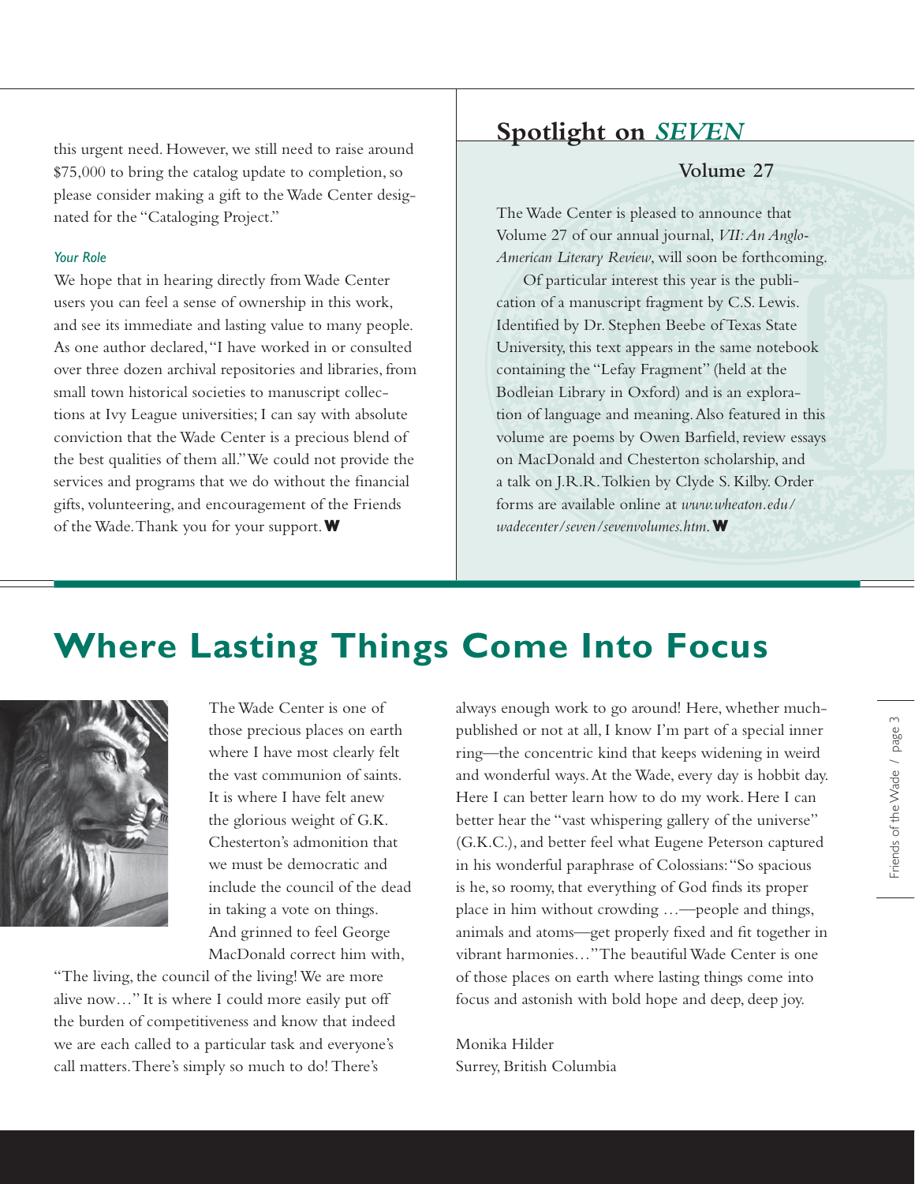this urgent need. However, we still need to raise around $75,000 to bring the catalog update to completion, so please consider making a gift to the Wade Center designated for the "Cataloging Project."

### *Your Role*

We hope that in hearing directly from Wade Center users you can feel a sense of ownership in this work, and see its immediate and lasting value to many people. As one author declared, "I have worked in or consulted over three dozen archival repositories and libraries, from small town historical societies to manuscript collections at Ivy League universities; I can say with absolute conviction that the Wade Center is a precious blend of the best qualities of them all." We could not provide the services and programs that we do without the financial gifts, volunteering, and encouragement of the Friends of the Wade. Thank you for your support. **W**

## Spotlight on *SEVEN*

### Volume 27

The Wade Center is pleased to announce that Volume 27 of our annual journal, *VII: An Anglo-American Literary Review*, will soon be forthcoming.

Of particular interest this year is the publication of a manuscript fragment by C.S. Lewis. Identified by Dr. Stephen Beebe of Texas State University, this text appears in the same notebook containing the "Lefay Fragment" (held at the Bodleian Library in Oxford) and is an exploration of language and meaning. Also featured in this volume are poems by Owen Barfield, review essays on MacDonald and Chesterton scholarship, and a talk on J.R.R. Tolkien by Clyde S. Kilby. Order forms are available online at *www.wheaton.edu/wadecenter/seven/sevenvolumes.htm*. **W**

# Where Lasting Things Come Into Focus

The Wade Center is one of those precious places on earth where I have most clearly felt the vast communion of saints. It is where I have felt anew the glorious weight of G.K. Chesterton's admonition that we must be democratic and include the council of the dead in taking a vote on things. And grinned to feel George MacDonald correct him with, "The living, the council of the living! We are more alive now…" It is where I could more easily put off the burden of competitiveness and know that indeed we are each called to a particular task and everyone's call matters. There's simply so much to do! There's always enough work to go around! Here, whether much-published or not at all, I know I'm part of a special inner ring—the concentric kind that keeps widening in weird and wonderful ways. At the Wade, every day is hobbit day. Here I can better learn how to do my work. Here I can better hear the "vast whispering gallery of the universe" (G.K.C.), and better feel what Eugene Peterson captured in his wonderful paraphrase of Colossians: "So spacious is he, so roomy, that everything of God finds its proper place in him without crowding …—people and things, animals and atoms—get properly fixed and fit together in vibrant harmonies…" The beautiful Wade Center is one of those places on earth where lasting things come into focus and astonish with bold hope and deep, deep joy.

Monika Hilder
Surrey, British Columbia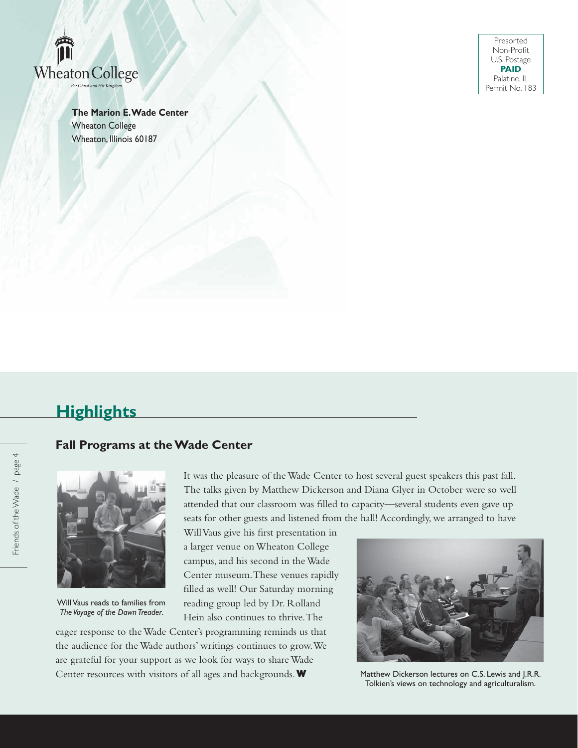Wheaton College

For Christ and His Kingdom

**The Marion E. Wade Center**
Wheaton College
Wheaton, Illinois 60187

Presorted
Non-Profit
U.S. Postage
**PAID**
Palatine, IL
Permit No. 183

## Highlights

### Fall Programs at the Wade Center

It was the pleasure of the Wade Center to host several guest speakers this past fall. The talks given by Matthew Dickerson and Diana Glyer in October were so well attended that our classroom was filled to capacity—several students even gave up seats for other guests and listened from the hall! Accordingly, we arranged to have Will Vaus give his first presentation in a larger venue on Wheaton College campus, and his second in the Wade Center museum. These venues rapidly filled as well! Our Saturday morning reading group led by Dr. Rolland Hein also continues to thrive. The eager response to the Wade Center's programming reminds us that the audience for the Wade authors' writings continues to grow. We are grateful for your support as we look for ways to share Wade Center resources with visitors of all ages and backgrounds. **W**

Will Vaus reads to families from *The Voyage of the Dawn Treader*.

Matthew Dickerson lectures on C.S. Lewis and J.R.R. Tolkien's views on technology and agriculturalism.